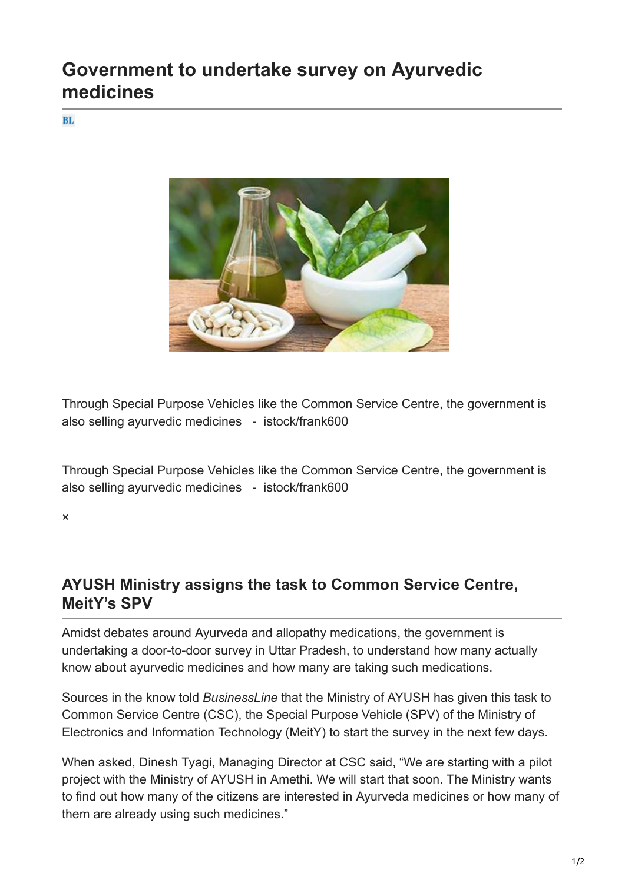# Government to undertake survey on Ayurvedic medicines

BL

Through Special Purpose Vehicles like the Common Service Centre, the government is also selling ayurvedic medicines - istock/frank600

Through Special Purpose Vehicles like the Common Service Centre, the government is also selling ayurvedic medicines - istock/frank600

×

## AYUSH Ministry assigns the task to Common Service Centre, MeitY's SPV

Amidst debates around Ayurveda and allopathy medications, the government is undertaking a door-to-door survey in Uttar Pradesh, to understand how many actually know about ayurvedic medicines and how many are taking such medications.

Sources in the know told *BusinessLine* that the Ministry of AYUSH has given this task to Common Service Centre (CSC), the Special Purpose Vehicle (SPV) of the Ministry of Electronics and Information Technology (MeitY) to start the survey in the next few days.

When asked, Dinesh Tyagi, Managing Director at CSC said, "We are starting with a pilot project with the Ministry of AYUSH in Amethi. We will start that soon. The Ministry wants to find out how many of the citizens are interested in Ayurveda medicines or how many of them are already using such medicines."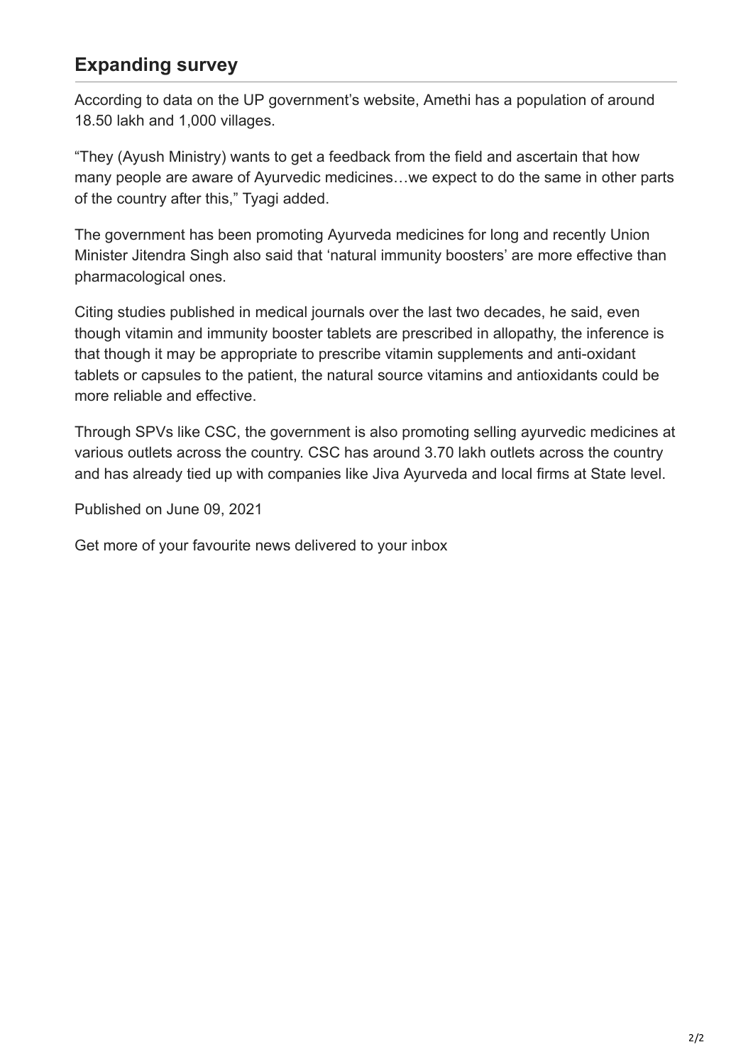## Expanding survey

According to data on the UP government's website, Amethi has a population of around 18.50 lakh and 1,000 villages.

"They (Ayush Ministry) wants to get a feedback from the field and ascertain that how many people are aware of Ayurvedic medicines…we expect to do the same in other parts of the country after this," Tyagi added.

The government has been promoting Ayurveda medicines for long and recently Union Minister Jitendra Singh also said that 'natural immunity boosters' are more effective than pharmacological ones.

Citing studies published in medical journals over the last two decades, he said, even though vitamin and immunity booster tablets are prescribed in allopathy, the inference is that though it may be appropriate to prescribe vitamin supplements and anti-oxidant tablets or capsules to the patient, the natural source vitamins and antioxidants could be more reliable and effective.

Through SPVs like CSC, the government is also promoting selling ayurvedic medicines at various outlets across the country. CSC has around 3.70 lakh outlets across the country and has already tied up with companies like Jiva Ayurveda and local firms at State level.

Published on June 09, 2021

Get more of your favourite news delivered to your inbox